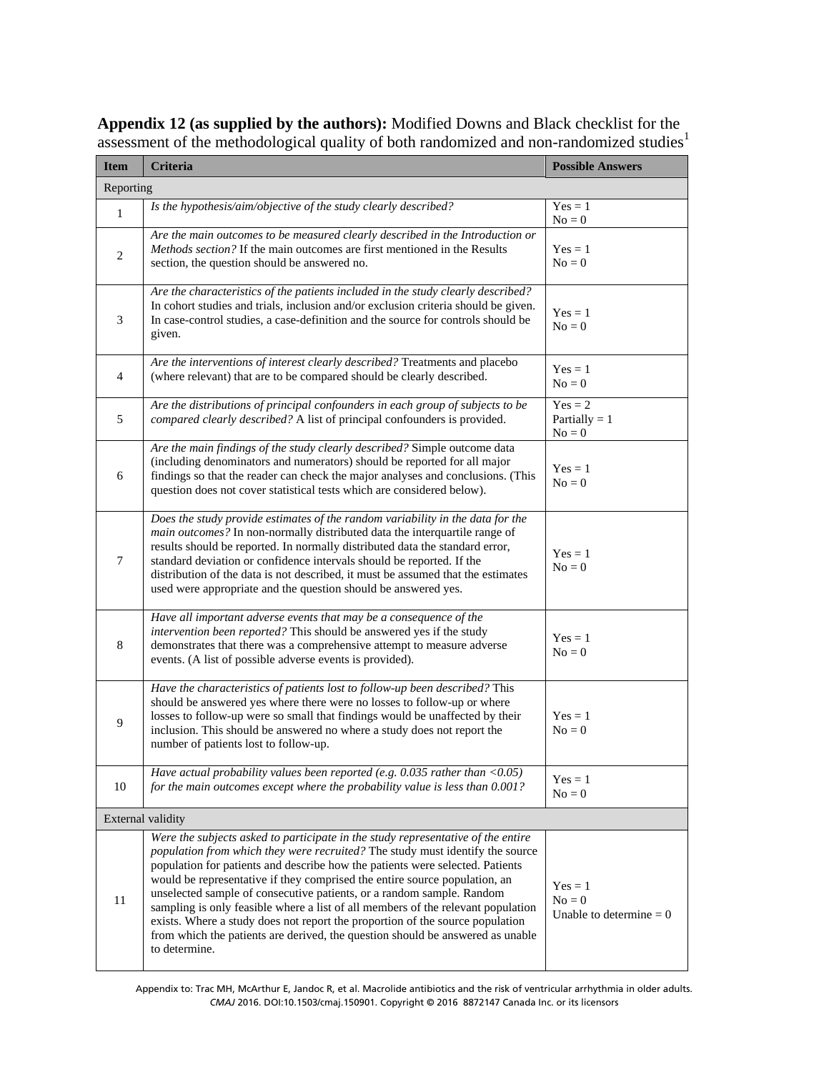**Appendix 12 (as supplied by the authors):** Modified Downs and Black checklist for the assessment of the methodological quality of both randomized and non-randomized studies[1]

| Item | Criteria | Possible Answers |
|---|---|---|
| Reporting | | |
| 1 | *Is the hypothesis/aim/objective of the study clearly described?* | Yes = 1<br>No = 0 |
| 2 | *Are the main outcomes to be measured clearly described in the Introduction or Methods section?* If the main outcomes are first mentioned in the Results section, the question should be answered no. | Yes = 1<br>No = 0 |
| 3 | *Are the characteristics of the patients included in the study clearly described?* In cohort studies and trials, inclusion and/or exclusion criteria should be given. In case-control studies, a case-definition and the source for controls should be given. | Yes = 1<br>No = 0 |
| 4 | *Are the interventions of interest clearly described?* Treatments and placebo (where relevant) that are to be compared should be clearly described. | Yes = 1<br>No = 0 |
| 5 | *Are the distributions of principal confounders in each group of subjects to be compared clearly described?* A list of principal confounders is provided. | Yes = 2<br>Partially = 1<br>No = 0 |
| 6 | *Are the main findings of the study clearly described?* Simple outcome data (including denominators and numerators) should be reported for all major findings so that the reader can check the major analyses and conclusions. (This question does not cover statistical tests which are considered below). | Yes = 1<br>No = 0 |
| 7 | *Does the study provide estimates of the random variability in the data for the main outcomes?* In non-normally distributed data the interquartile range of results should be reported. In normally distributed data the standard error, standard deviation or confidence intervals should be reported. If the distribution of the data is not described, it must be assumed that the estimates used were appropriate and the question should be answered yes. | Yes = 1<br>No = 0 |
| 8 | *Have all important adverse events that may be a consequence of the intervention been reported?* This should be answered yes if the study demonstrates that there was a comprehensive attempt to measure adverse events. (A list of possible adverse events is provided). | Yes = 1<br>No = 0 |
| 9 | *Have the characteristics of patients lost to follow-up been described?* This should be answered yes where there were no losses to follow-up or where losses to follow-up were so small that findings would be unaffected by their inclusion. This should be answered no where a study does not report the number of patients lost to follow-up. | Yes = 1<br>No = 0 |
| 10 | *Have actual probability values been reported (e.g. 0.035 rather than <0.05) for the main outcomes except where the probability value is less than 0.001?* | Yes = 1<br>No = 0 |
| External validity | | |
| 11 | *Were the subjects asked to participate in the study representative of the entire population from which they were recruited?* The study must identify the source population for patients and describe how the patients were selected. Patients would be representative if they comprised the entire source population, an unselected sample of consecutive patients, or a random sample. Random sampling is only feasible where a list of all members of the relevant population exists. Where a study does not report the proportion of the source population from which the patients are derived, the question should be answered as unable to determine. | Yes = 1<br>No = 0<br>Unable to determine = 0 |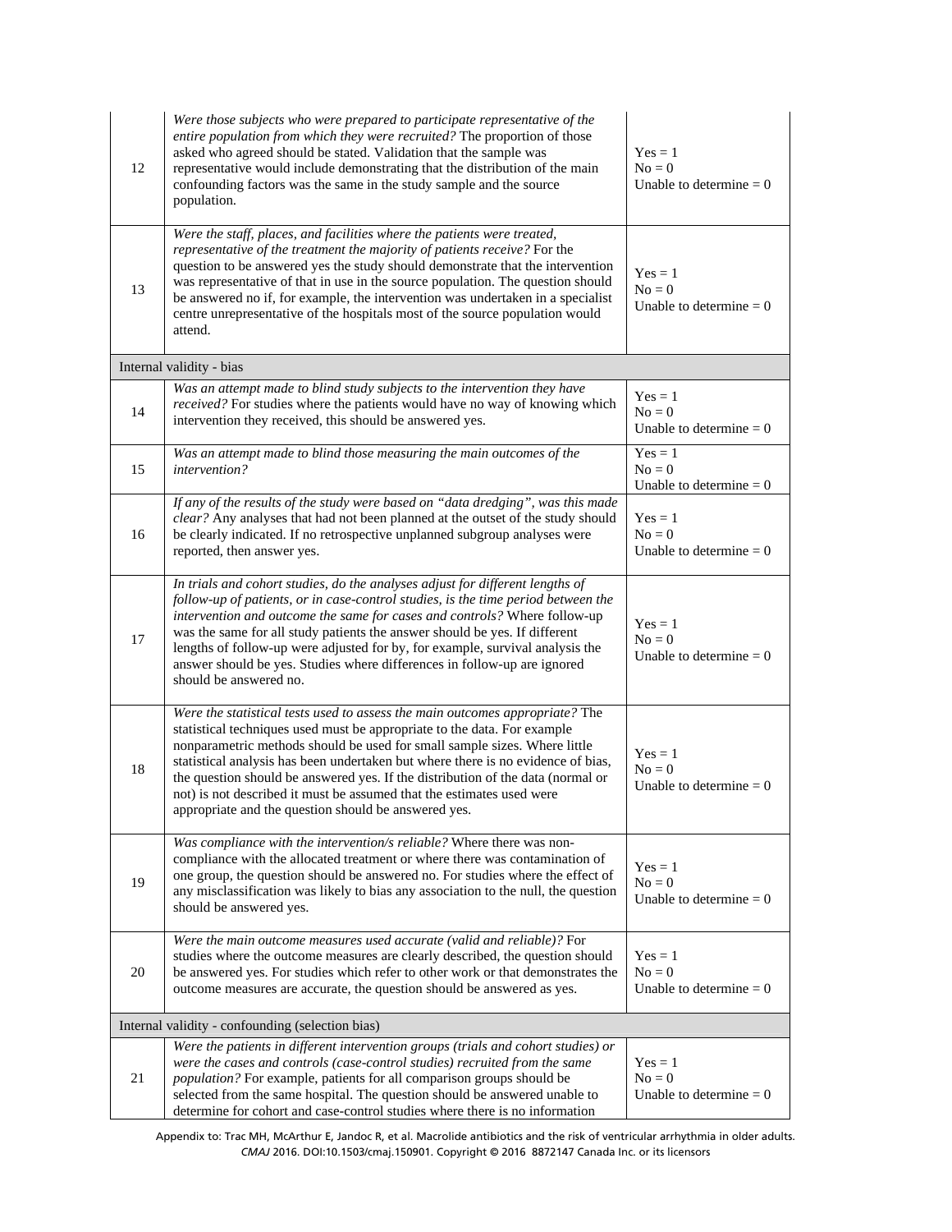| | | |
|---|---|---|
| 12 | *Were those subjects who were prepared to participate representative of the entire population from which they were recruited?* The proportion of those asked who agreed should be stated. Validation that the sample was representative would include demonstrating that the distribution of the main confounding factors was the same in the study sample and the source population. | Yes = 1<br>No = 0<br>Unable to determine = 0 |
| 13 | *Were the staff, places, and facilities where the patients were treated, representative of the treatment the majority of patients receive?* For the question to be answered yes the study should demonstrate that the intervention was representative of that in use in the source population. The question should be answered no if, for example, the intervention was undertaken in a specialist centre unrepresentative of the hospitals most of the source population would attend. | Yes = 1<br>No = 0<br>Unable to determine = 0 |
| Internal validity - bias | | |
| 14 | *Was an attempt made to blind study subjects to the intervention they have received?* For studies where the patients would have no way of knowing which intervention they received, this should be answered yes. | Yes = 1<br>No = 0<br>Unable to determine = 0 |
| 15 | *Was an attempt made to blind those measuring the main outcomes of the intervention?* | Yes = 1<br>No = 0<br>Unable to determine = 0 |
| 16 | *If any of the results of the study were based on "data dredging", was this made clear?* Any analyses that had not been planned at the outset of the study should be clearly indicated. If no retrospective unplanned subgroup analyses were reported, then answer yes. | Yes = 1<br>No = 0<br>Unable to determine = 0 |
| 17 | *In trials and cohort studies, do the analyses adjust for different lengths of follow-up of patients, or in case-control studies, is the time period between the intervention and outcome the same for cases and controls?* Where follow-up was the same for all study patients the answer should be yes. If different lengths of follow-up were adjusted for by, for example, survival analysis the answer should be yes. Studies where differences in follow-up are ignored should be answered no. | Yes = 1<br>No = 0<br>Unable to determine = 0 |
| 18 | *Were the statistical tests used to assess the main outcomes appropriate?* The statistical techniques used must be appropriate to the data. For example nonparametric methods should be used for small sample sizes. Where little statistical analysis has been undertaken but where there is no evidence of bias, the question should be answered yes. If the distribution of the data (normal or not) is not described it must be assumed that the estimates used were appropriate and the question should be answered yes. | Yes = 1<br>No = 0<br>Unable to determine = 0 |
| 19 | *Was compliance with the intervention/s reliable?* Where there was non-compliance with the allocated treatment or where there was contamination of one group, the question should be answered no. For studies where the effect of any misclassification was likely to bias any association to the null, the question should be answered yes. | Yes = 1<br>No = 0<br>Unable to determine = 0 |
| 20 | *Were the main outcome measures used accurate (valid and reliable)?* For studies where the outcome measures are clearly described, the question should be answered yes. For studies which refer to other work or that demonstrates the outcome measures are accurate, the question should be answered as yes. | Yes = 1<br>No = 0<br>Unable to determine = 0 |
| Internal validity - confounding (selection bias) | | |
| 21 | *Were the patients in different intervention groups (trials and cohort studies) or were the cases and controls (case-control studies) recruited from the same population?* For example, patients for all comparison groups should be selected from the same hospital. The question should be answered unable to determine for cohort and case-control studies where there is no information | Yes = 1<br>No = 0<br>Unable to determine = 0 |

Appendix to: Trac MH, McArthur E, Jandoc R, et al. Macrolide antibiotics and the risk of ventricular arrhythmia in older adults. *CMAJ* 2016. DOI:10.1503/cmaj.150901. Copyright © 2016 8872147 Canada Inc. or its licensors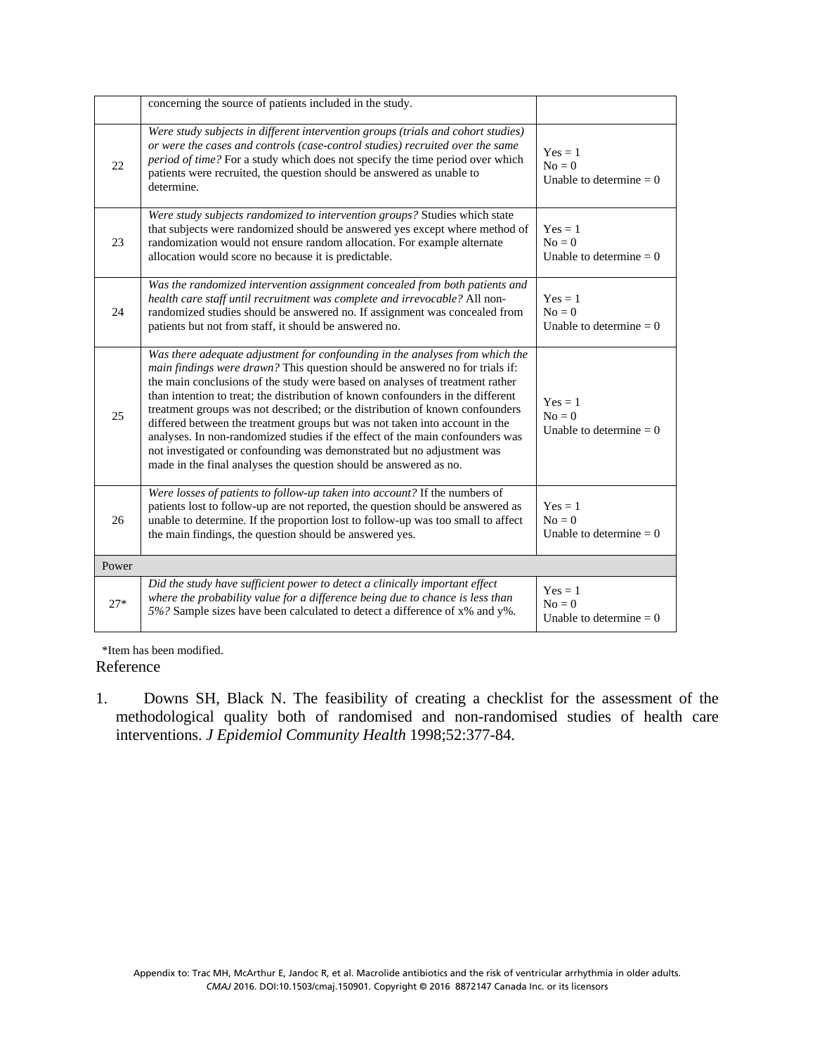| | | |
|---|---|---|
| | concerning the source of patients included in the study. | |
| 22 | *Were study subjects in different intervention groups (trials and cohort studies) or were the cases and controls (case-control studies) recruited over the same period of time?* For a study which does not specify the time period over which patients were recruited, the question should be answered as unable to determine. | Yes = 1<br>No = 0<br>Unable to determine = 0 |
| 23 | *Were study subjects randomized to intervention groups?* Studies which state that subjects were randomized should be answered yes except where method of randomization would not ensure random allocation. For example alternate allocation would score no because it is predictable. | Yes = 1<br>No = 0<br>Unable to determine = 0 |
| 24 | *Was the randomized intervention assignment concealed from both patients and health care staff until recruitment was complete and irrevocable?* All non-randomized studies should be answered no. If assignment was concealed from patients but not from staff, it should be answered no. | Yes = 1<br>No = 0<br>Unable to determine = 0 |
| 25 | *Was there adequate adjustment for confounding in the analyses from which the main findings were drawn?* This question should be answered no for trials if: the main conclusions of the study were based on analyses of treatment rather than intention to treat; the distribution of known confounders in the different treatment groups was not described; or the distribution of known confounders differed between the treatment groups but was not taken into account in the analyses. In non-randomized studies if the effect of the main confounders was not investigated or confounding was demonstrated but no adjustment was made in the final analyses the question should be answered as no. | Yes = 1<br>No = 0<br>Unable to determine = 0 |
| 26 | *Were losses of patients to follow-up taken into account?* If the numbers of patients lost to follow-up are not reported, the question should be answered as unable to determine. If the proportion lost to follow-up was too small to affect the main findings, the question should be answered yes. | Yes = 1<br>No = 0<br>Unable to determine = 0 |
| Power | | |
| 27* | *Did the study have sufficient power to detect a clinically important effect where the probability value for a difference being due to chance is less than 5%?* Sample sizes have been calculated to detect a difference of x% and y%. | Yes = 1<br>No = 0<br>Unable to determine = 0 |

*Item has been modified.

## Reference

1. Downs SH, Black N. The feasibility of creating a checklist for the assessment of the methodological quality both of randomised and non-randomised studies of health care interventions. *J Epidemiol Community Health* 1998;52:377-84.